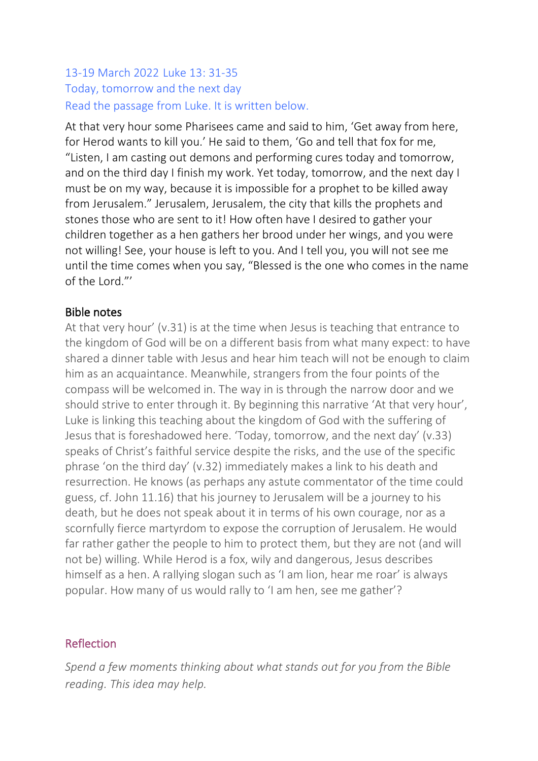13-19 March 2022 Luke 13: 31-35

Today, tomorrow and the next day

Read the passage from Luke. It is written below.

At that very hour some Pharisees came and said to him, 'Get away from here, for Herod wants to kill you.' He said to them, 'Go and tell that fox for me, "Listen, I am casting out demons and performing cures today and tomorrow, and on the third day I finish my work. Yet today, tomorrow, and the next day I must be on my way, because it is impossible for a prophet to be killed away from Jerusalem." Jerusalem, Jerusalem, the city that kills the prophets and stones those who are sent to it! How often have I desired to gather your children together as a hen gathers her brood under her wings, and you were not willing! See, your house is left to you. And I tell you, you will not see me until the time comes when you say, "Blessed is the one who comes in the name of the Lord."'

## Bible notes

At that very hour' (v.31) is at the time when Jesus is teaching that entrance to the kingdom of God will be on a different basis from what many expect: to have shared a dinner table with Jesus and hear him teach will not be enough to claim him as an acquaintance. Meanwhile, strangers from the four points of the compass will be welcomed in. The way in is through the narrow door and we should strive to enter through it. By beginning this narrative 'At that very hour', Luke is linking this teaching about the kingdom of God with the suffering of Jesus that is foreshadowed here. 'Today, tomorrow, and the next day' (v.33) speaks of Christ's faithful service despite the risks, and the use of the specific phrase 'on the third day' (v.32) immediately makes a link to his death and resurrection. He knows (as perhaps any astute commentator of the time could guess, cf. John 11.16) that his journey to Jerusalem will be a journey to his death, but he does not speak about it in terms of his own courage, nor as a scornfully fierce martyrdom to expose the corruption of Jerusalem. He would far rather gather the people to him to protect them, but they are not (and will not be) willing. While Herod is a fox, wily and dangerous, Jesus describes himself as a hen. A rallying slogan such as 'I am lion, hear me roar' is always popular. How many of us would rally to 'I am hen, see me gather'?

## Reflection

*Spend a few moments thinking about what stands out for you from the Bible reading. This idea may help.*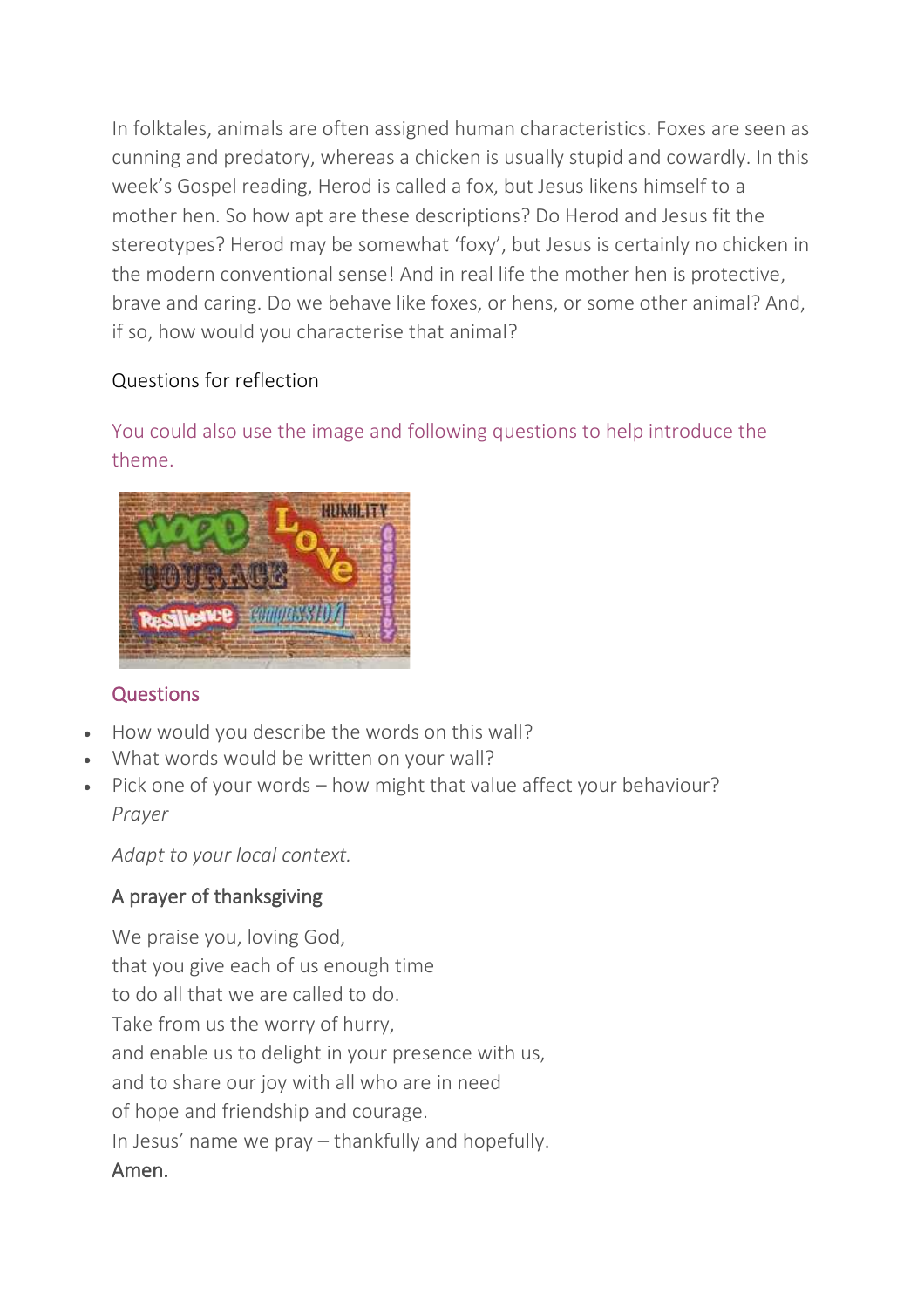In folktales, animals are often assigned human characteristics. Foxes are seen as cunning and predatory, whereas a chicken is usually stupid and cowardly. In this week's Gospel reading, Herod is called a fox, but Jesus likens himself to a mother hen. So how apt are these descriptions? Do Herod and Jesus fit the stereotypes? Herod may be somewhat 'foxy', but Jesus is certainly no chicken in the modern conventional sense! And in real life the mother hen is protective, brave and caring. Do we behave like foxes, or hens, or some other animal? And, if so, how would you characterise that animal?

Questions for reflection

You could also use the image and following questions to help introduce the theme.

### Questions

- How would you describe the words on this wall?
- What words would be written on your wall?
- Pick one of your words – how might that value affect your behaviour?

*Prayer*

*Adapt to your local context.*

### A prayer of thanksgiving

We praise you, loving God,
that you give each of us enough time
to do all that we are called to do.
Take from us the worry of hurry,
and enable us to delight in your presence with us,
and to share our joy with all who are in need
of hope and friendship and courage.
In Jesus' name we pray – thankfully and hopefully.
**Amen.**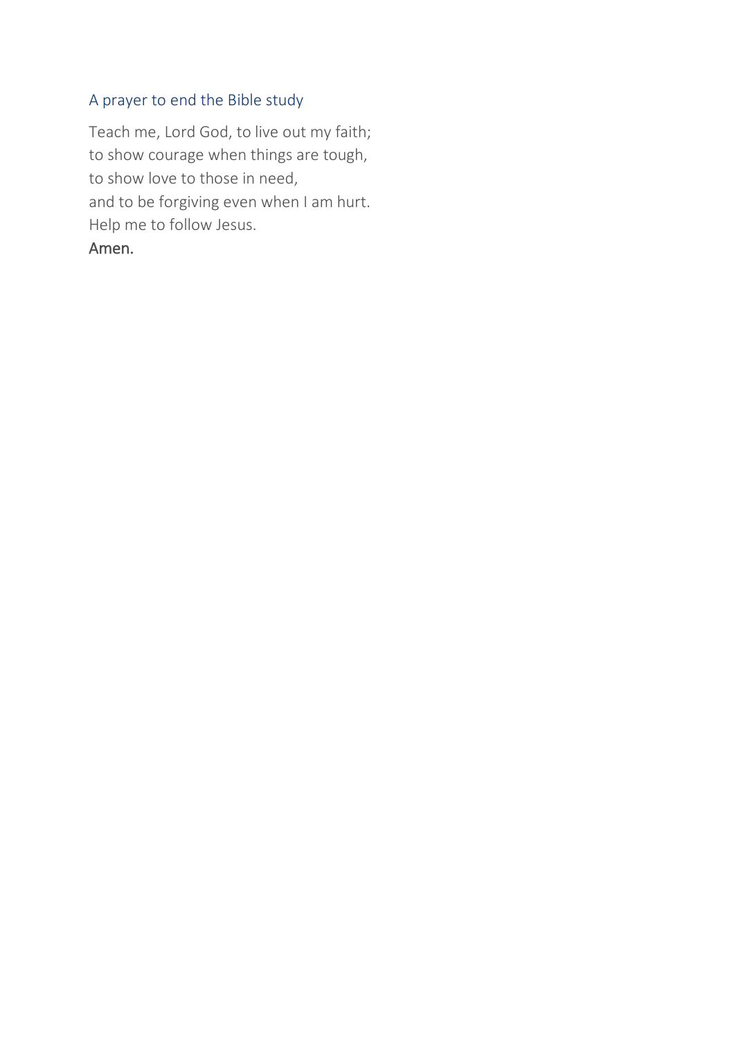## A prayer to end the Bible study

Teach me, Lord God, to live out my faith;
to show courage when things are tough,
to show love to those in need,
and to be forgiving even when I am hurt.
Help me to follow Jesus.
**Amen.**